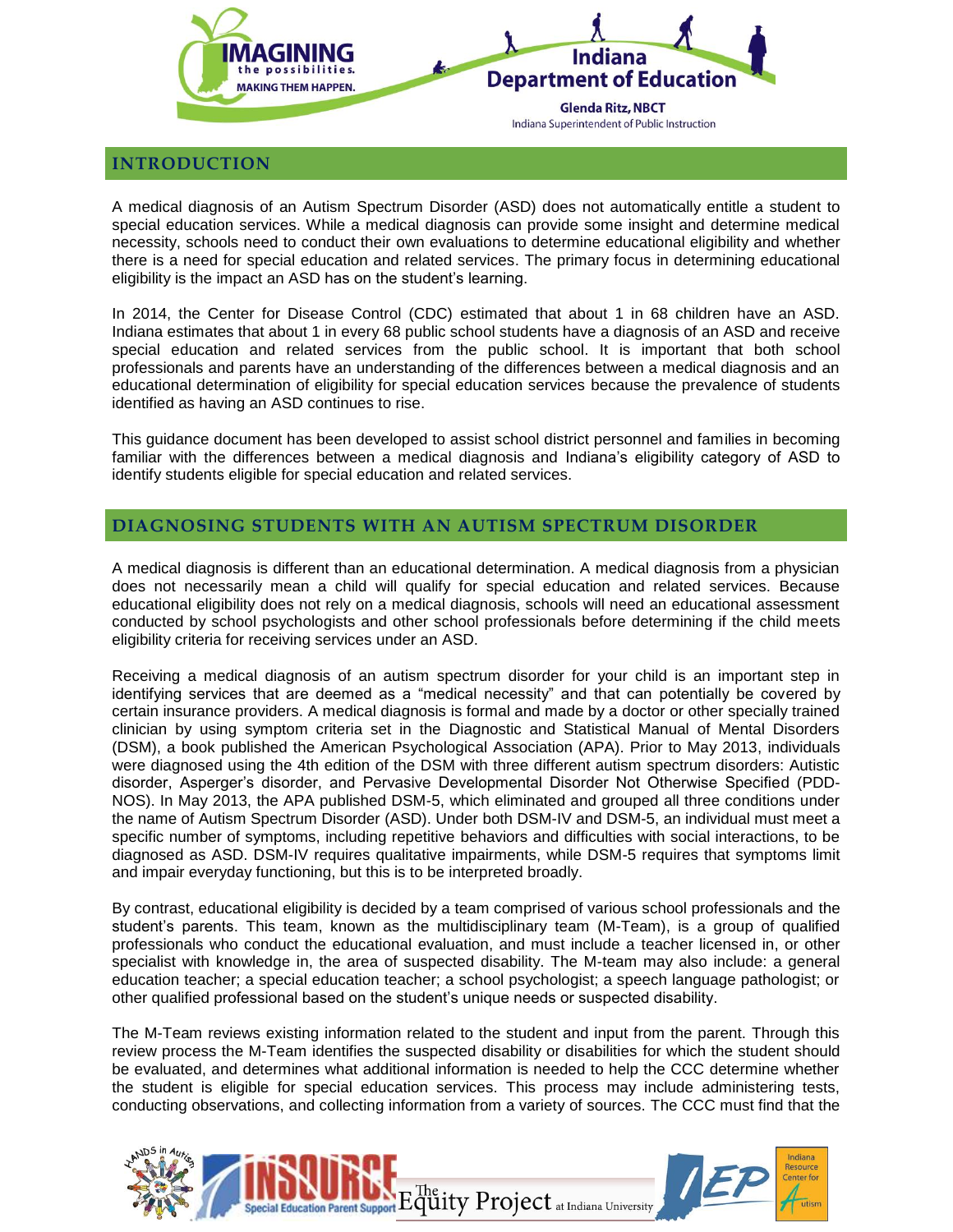## INTRODUCTION

A medical diagnosis of an Autism Spectrum Disorder (ASD) does not automatically entitle a student to special education services. While a medical diagnosis can provide some insight and determine medical necessity, schools need to conduct their own evaluations to determine educational eligibility and whether there is a need for special education and related services. The primary focus in determining educational eligibility is the impact an ASD has on the student's learning.

In 2014, the Center for Disease Control (CDC) estimated that about 1 in 68 children have an ASD. Indiana estimates that about 1 in every 68 public school students have a diagnosis of an ASD and receive special education and related services from the public school. It is important that both school professionals and parents have an understanding of the differences between a medical diagnosis and an educational determination of eligibility for special education services because the prevalence of students identified as having an ASD continues to rise.

This guidance document has been developed to assist school district personnel and families in becoming familiar with the differences between a medical diagnosis and Indiana's eligibility category of ASD to identify students eligible for special education and related services.

## DIAGNOSING STUDENTS WITH AN AUTISM SPECTRUM DISORDER

A medical diagnosis is different than an educational determination. A medical diagnosis from a physician does not necessarily mean a child will qualify for special education and related services. Because educational eligibility does not rely on a medical diagnosis, schools will need an educational assessment conducted by school psychologists and other school professionals before determining if the child meets eligibility criteria for receiving services under an ASD.

Receiving a medical diagnosis of an autism spectrum disorder for your child is an important step in identifying services that are deemed as a "medical necessity" and that can potentially be covered by certain insurance providers. A medical diagnosis is formal and made by a doctor or other specially trained clinician by using symptom criteria set in the Diagnostic and Statistical Manual of Mental Disorders (DSM), a book published the American Psychological Association (APA). Prior to May 2013, individuals were diagnosed using the 4th edition of the DSM with three different autism spectrum disorders: Autistic disorder, Asperger's disorder, and Pervasive Developmental Disorder Not Otherwise Specified (PDD-NOS). In May 2013, the APA published DSM-5, which eliminated and grouped all three conditions under the name of Autism Spectrum Disorder (ASD). Under both DSM-IV and DSM-5, an individual must meet a specific number of symptoms, including repetitive behaviors and difficulties with social interactions, to be diagnosed as ASD. DSM-IV requires qualitative impairments, while DSM-5 requires that symptoms limit and impair everyday functioning, but this is to be interpreted broadly.

By contrast, educational eligibility is decided by a team comprised of various school professionals and the student's parents. This team, known as the multidisciplinary team (M-Team), is a group of qualified professionals who conduct the educational evaluation, and must include a teacher licensed in, or other specialist with knowledge in, the area of suspected disability. The M-team may also include: a general education teacher; a special education teacher; a school psychologist; a speech language pathologist; or other qualified professional based on the student's unique needs or suspected disability.

The M-Team reviews existing information related to the student and input from the parent. Through this review process the M-Team identifies the suspected disability or disabilities for which the student should be evaluated, and determines what additional information is needed to help the CCC determine whether the student is eligible for special education services. This process may include administering tests, conducting observations, and collecting information from a variety of sources. The CCC must find that the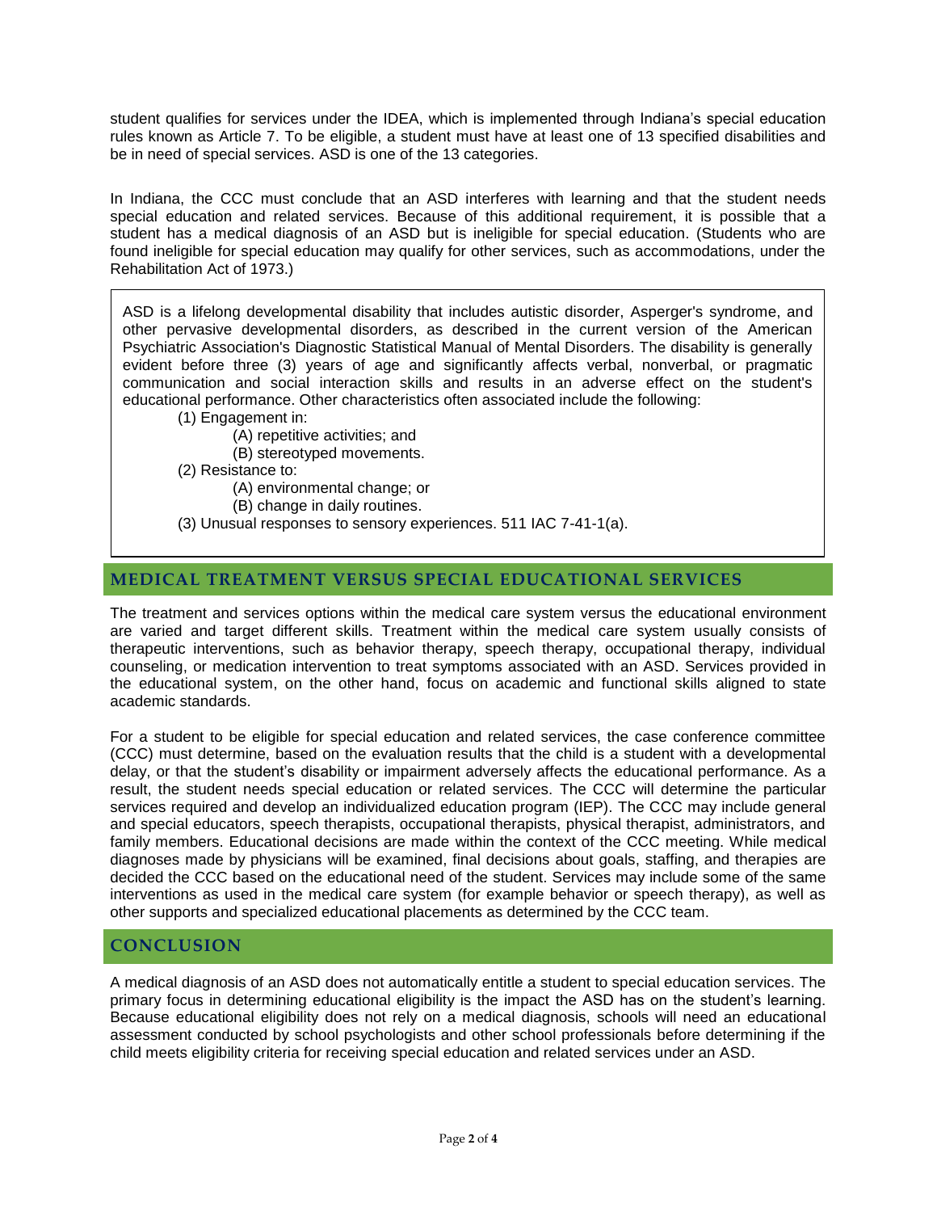student qualifies for services under the IDEA, which is implemented through Indiana's special education rules known as Article 7. To be eligible, a student must have at least one of 13 specified disabilities and be in need of special services. ASD is one of the 13 categories.

In Indiana, the CCC must conclude that an ASD interferes with learning and that the student needs special education and related services. Because of this additional requirement, it is possible that a student has a medical diagnosis of an ASD but is ineligible for special education. (Students who are found ineligible for special education may qualify for other services, such as accommodations, under the Rehabilitation Act of 1973.)

> ASD is a lifelong developmental disability that includes autistic disorder, Asperger's syndrome, and other pervasive developmental disorders, as described in the current version of the American Psychiatric Association's Diagnostic Statistical Manual of Mental Disorders. The disability is generally evident before three (3) years of age and significantly affects verbal, nonverbal, or pragmatic communication and social interaction skills and results in an adverse effect on the student's educational performance. Other characteristics often associated include the following:
>
> (1) Engagement in:
>
> (A) repetitive activities; and
>
> (B) stereotyped movements.
>
> (2) Resistance to:
>
> (A) environmental change; or
>
> (B) change in daily routines.
>
> (3) Unusual responses to sensory experiences. 511 IAC 7-41-1(a).

## MEDICAL TREATMENT VERSUS SPECIAL EDUCATIONAL SERVICES

The treatment and services options within the medical care system versus the educational environment are varied and target different skills. Treatment within the medical care system usually consists of therapeutic interventions, such as behavior therapy, speech therapy, occupational therapy, individual counseling, or medication intervention to treat symptoms associated with an ASD. Services provided in the educational system, on the other hand, focus on academic and functional skills aligned to state academic standards.

For a student to be eligible for special education and related services, the case conference committee (CCC) must determine, based on the evaluation results that the child is a student with a developmental delay, or that the student's disability or impairment adversely affects the educational performance. As a result, the student needs special education or related services. The CCC will determine the particular services required and develop an individualized education program (IEP). The CCC may include general and special educators, speech therapists, occupational therapists, physical therapist, administrators, and family members. Educational decisions are made within the context of the CCC meeting. While medical diagnoses made by physicians will be examined, final decisions about goals, staffing, and therapies are decided the CCC based on the educational need of the student. Services may include some of the same interventions as used in the medical care system (for example behavior or speech therapy), as well as other supports and specialized educational placements as determined by the CCC team.

## CONCLUSION

A medical diagnosis of an ASD does not automatically entitle a student to special education services. The primary focus in determining educational eligibility is the impact the ASD has on the student's learning. Because educational eligibility does not rely on a medical diagnosis, schools will need an educational assessment conducted by school psychologists and other school professionals before determining if the child meets eligibility criteria for receiving special education and related services under an ASD.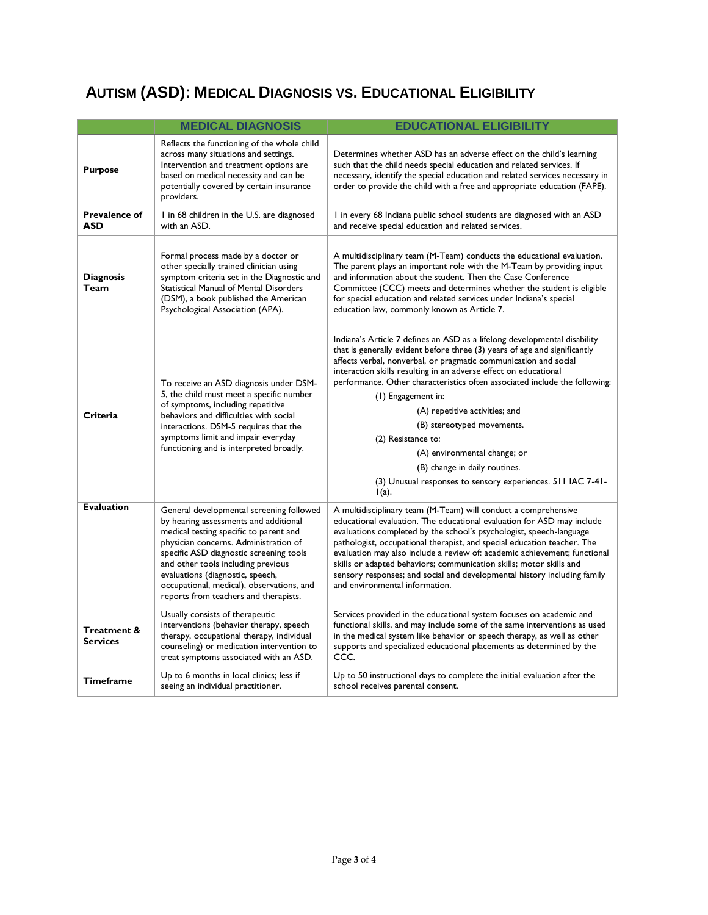# AUTISM (ASD): MEDICAL DIAGNOSIS VS. EDUCATIONAL ELIGIBILITY

| | MEDICAL DIAGNOSIS | EDUCATIONAL ELIGIBILITY |
|---|---|---|
| **Purpose** | Reflects the functioning of the whole child across many situations and settings. Intervention and treatment options are based on medical necessity and can be potentially covered by certain insurance providers. | Determines whether ASD has an adverse effect on the child's learning such that the child needs special education and related services. If necessary, identify the special education and related services necessary in order to provide the child with a free and appropriate education (FAPE). |
| **Prevalence of ASD** | 1 in 68 children in the U.S. are diagnosed with an ASD. | 1 in every 68 Indiana public school students are diagnosed with an ASD and receive special education and related services. |
| **Diagnosis Team** | Formal process made by a doctor or other specially trained clinician using symptom criteria set in the Diagnostic and Statistical Manual of Mental Disorders (DSM), a book published the American Psychological Association (APA). | A multidisciplinary team (M-Team) conducts the educational evaluation. The parent plays an important role with the M-Team by providing input and information about the student. Then the Case Conference Committee (CCC) meets and determines whether the student is eligible for special education and related services under Indiana's special education law, commonly known as Article 7. |
| **Criteria** | To receive an ASD diagnosis under DSM-5, the child must meet a specific number of symptoms, including repetitive behaviors and difficulties with social interactions. DSM-5 requires that the symptoms limit and impair everyday functioning and is interpreted broadly. | Indiana's Article 7 defines an ASD as a lifelong developmental disability that is generally evident before three (3) years of age and significantly affects verbal, nonverbal, or pragmatic communication and social interaction skills resulting in an adverse effect on educational performance. Other characteristics often associated include the following: <br>(1) Engagement in: <br>(A) repetitive activities; and <br>(B) stereotyped movements. <br>(2) Resistance to: <br>(A) environmental change; or <br>(B) change in daily routines. <br>(3) Unusual responses to sensory experiences. 511 IAC 7-41-1(a). |
| **Evaluation** | General developmental screening followed by hearing assessments and additional medical testing specific to parent and physician concerns. Administration of specific ASD diagnostic screening tools and other tools including previous evaluations (diagnostic, speech, occupational, medical), observations, and reports from teachers and therapists. | A multidisciplinary team (M-Team) will conduct a comprehensive educational evaluation. The educational evaluation for ASD may include evaluations completed by the school's psychologist, speech-language pathologist, occupational therapist, and special education teacher. The evaluation may also include a review of: academic achievement; functional skills or adapted behaviors; communication skills; motor skills and sensory responses; and social and developmental history including family and environmental information. |
| **Treatment & Services** | Usually consists of therapeutic interventions (behavior therapy, speech therapy, occupational therapy, individual counseling) or medication intervention to treat symptoms associated with an ASD. | Services provided in the educational system focuses on academic and functional skills, and may include some of the same interventions as used in the medical system like behavior or speech therapy, as well as other supports and specialized educational placements as determined by the CCC. |
| **Timeframe** | Up to 6 months in local clinics; less if seeing an individual practitioner. | Up to 50 instructional days to complete the initial evaluation after the school receives parental consent. |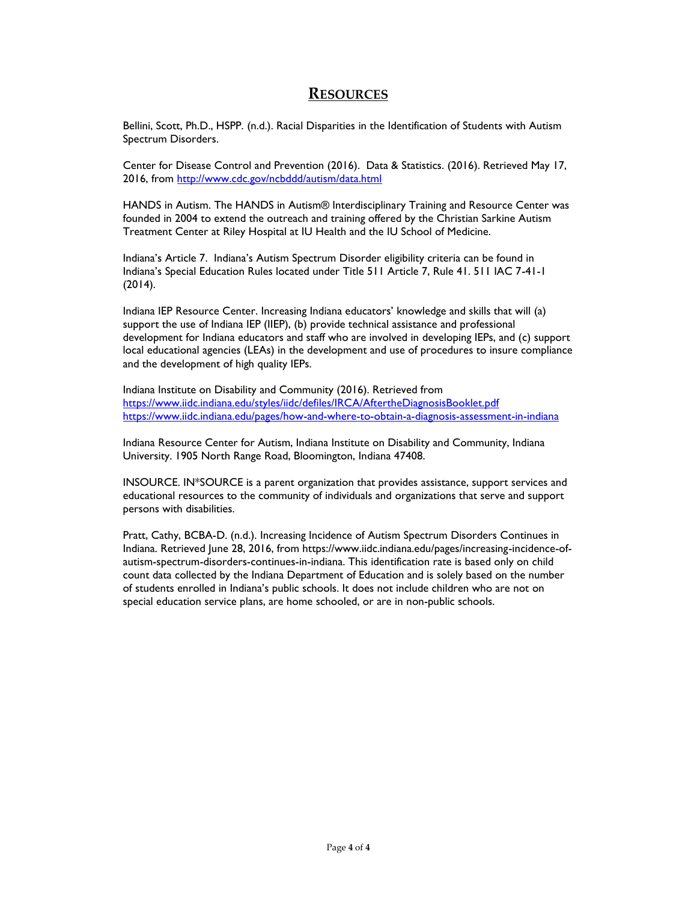# Resources

Bellini, Scott, Ph.D., HSPP. (n.d.). Racial Disparities in the Identification of Students with Autism Spectrum Disorders.

Center for Disease Control and Prevention (2016). Data & Statistics. (2016). Retrieved May 17, 2016, from [http://www.cdc.gov/ncbddd/autism/data.html](http://www.cdc.gov/ncbddd/autism/data.html)

HANDS in Autism. The HANDS in Autism® Interdisciplinary Training and Resource Center was founded in 2004 to extend the outreach and training offered by the Christian Sarkine Autism Treatment Center at Riley Hospital at IU Health and the IU School of Medicine.

Indiana's Article 7. Indiana's Autism Spectrum Disorder eligibility criteria can be found in Indiana's Special Education Rules located under Title 511 Article 7, Rule 41. 511 IAC 7-41-1 (2014).

Indiana IEP Resource Center. Increasing Indiana educators' knowledge and skills that will (a) support the use of Indiana IEP (IIEP), (b) provide technical assistance and professional development for Indiana educators and staff who are involved in developing IEPs, and (c) support local educational agencies (LEAs) in the development and use of procedures to insure compliance and the development of high quality IEPs.

Indiana Institute on Disability and Community (2016). Retrieved from
[https://www.iidc.indiana.edu/styles/iidc/defiles/IRCA/AftertheDiagnosisBooklet.pdf](https://www.iidc.indiana.edu/styles/iidc/defiles/IRCA/AftertheDiagnosisBooklet.pdf)
[https://www.iidc.indiana.edu/pages/how-and-where-to-obtain-a-diagnosis-assessment-in-indiana](https://www.iidc.indiana.edu/pages/how-and-where-to-obtain-a-diagnosis-assessment-in-indiana)

Indiana Resource Center for Autism, Indiana Institute on Disability and Community, Indiana University. 1905 North Range Road, Bloomington, Indiana 47408.

INSOURCE. IN*SOURCE is a parent organization that provides assistance, support services and educational resources to the community of individuals and organizations that serve and support persons with disabilities.

Pratt, Cathy, BCBA-D. (n.d.). Increasing Incidence of Autism Spectrum Disorders Continues in Indiana. Retrieved June 28, 2016, from https://www.iidc.indiana.edu/pages/increasing-incidence-of-autism-spectrum-disorders-continues-in-indiana. This identification rate is based only on child count data collected by the Indiana Department of Education and is solely based on the number of students enrolled in Indiana's public schools. It does not include children who are not on special education service plans, are home schooled, or are in non-public schools.